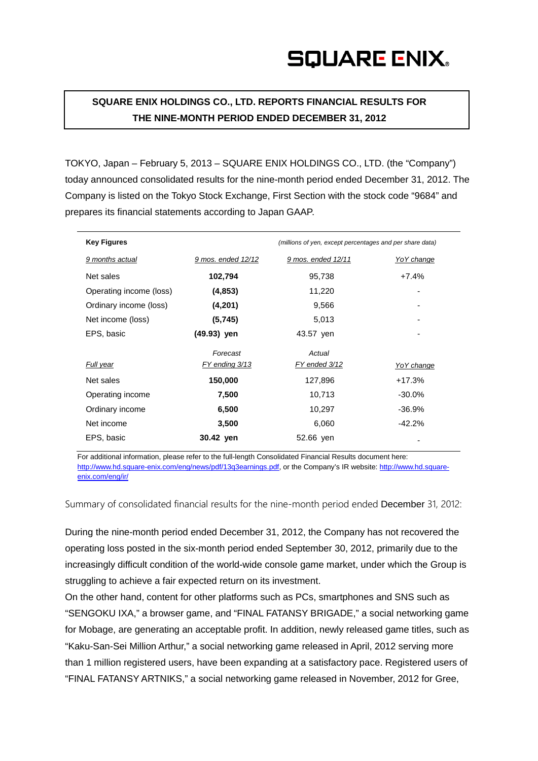SQUARE ENIX

# SQUARE ENIX HOLDINGS CO., LTD. REPORTS FINANCIAL RESULTS FOR THE NINE-MONTH PERIOD ENDED DECEMBER 31, 2012

TOKYO, Japan – February 5, 2013 – SQUARE ENIX HOLDINGS CO., LTD. (the "Company") today announced consolidated results for the nine-month period ended December 31, 2012. The Company is listed on the Tokyo Stock Exchange, First Section with the stock code "9684" and prepares its financial statements according to Japan GAAP.

| **Key Figures** | | *(millions of yen, except percentages and per share data)* | |
|---|---|---|---|
| *9 months actual* | *9 mos. ended 12/12* | *9 mos. ended 12/11* | *YoY change* |
| Net sales | **102,794** | 95,738 | +7.4% |
| Operating income (loss) | **(4,853)** | 11,220 | - |
| Ordinary income (loss) | **(4,201)** | 9,566 | - |
| Net income (loss) | **(5,745)** | 5,013 | - |
| EPS, basic | **(49.93) yen** | 43.57 yen | - |
| *Full year* | *Forecast* *FY ending 3/13* | *Actual* *FY ended 3/12* | *YoY change* |
| Net sales | **150,000** | 127,896 | +17.3% |
| Operating income | **7,500** | 10,713 | -30.0% |
| Ordinary income | **6,500** | 10,297 | -36.9% |
| Net income | **3,500** | 6,060 | -42.2% |
| EPS, basic | **30.42 yen** | 52.66 yen | - |

For additional information, please refer to the full-length Consolidated Financial Results document here: http://www.hd.square-enix.com/eng/news/pdf/13q3earnings.pdf, or the Company's IR website: http://www.hd.square-enix.com/eng/ir/

Summary of consolidated financial results for the nine-month period ended December 31, 2012:

During the nine-month period ended December 31, 2012, the Company has not recovered the operating loss posted in the six-month period ended September 30, 2012, primarily due to the increasingly difficult condition of the world-wide console game market, under which the Group is struggling to achieve a fair expected return on its investment.

On the other hand, content for other platforms such as PCs, smartphones and SNS such as "SENGOKU IXA," a browser game, and "FINAL FATANSY BRIGADE," a social networking game for Mobage, are generating an acceptable profit. In addition, newly released game titles, such as "Kaku-San-Sei Million Arthur," a social networking game released in April, 2012 serving more than 1 million registered users, have been expanding at a satisfactory pace. Registered users of "FINAL FATANSY ARTNIKS," a social networking game released in November, 2012 for Gree,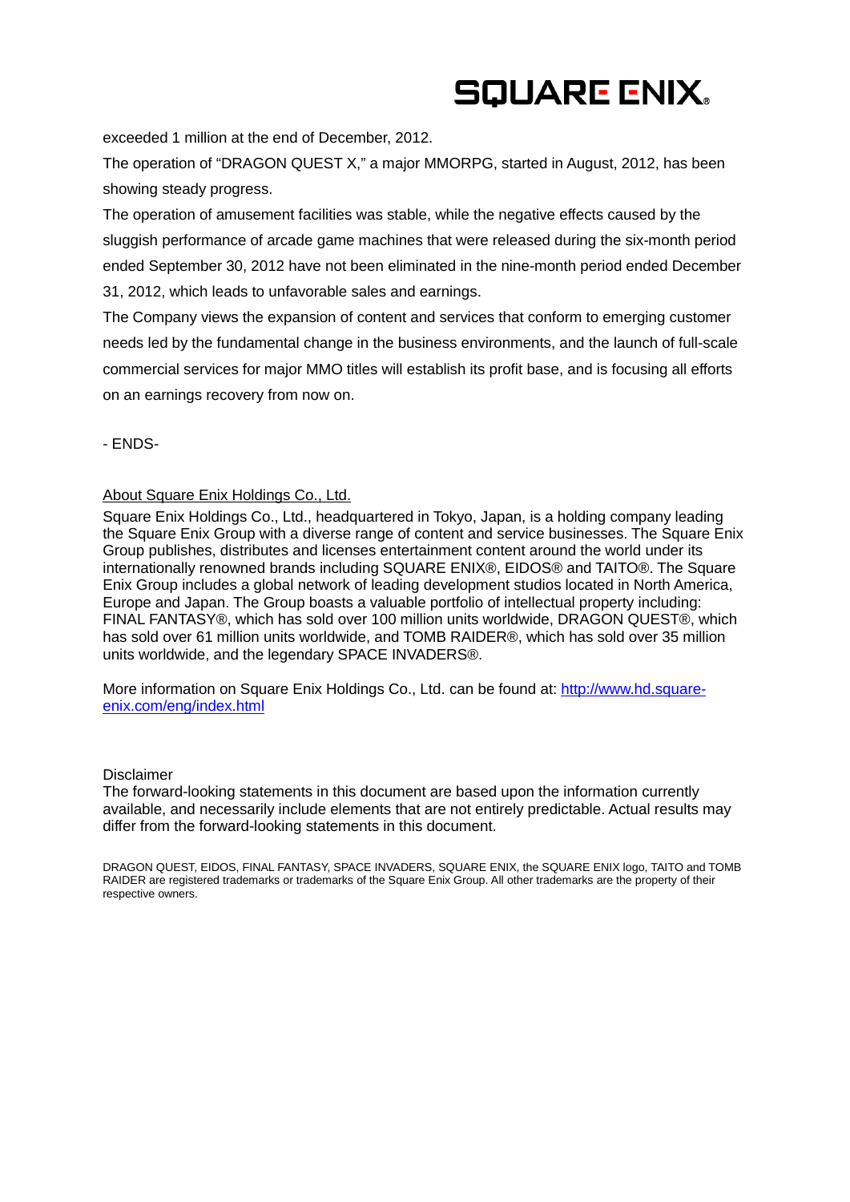exceeded 1 million at the end of December, 2012.

The operation of “DRAGON QUEST X,” a major MMORPG, started in August, 2012, has been showing steady progress.

The operation of amusement facilities was stable, while the negative effects caused by the sluggish performance of arcade game machines that were released during the six-month period ended September 30, 2012 have not been eliminated in the nine-month period ended December 31, 2012, which leads to unfavorable sales and earnings.

The Company views the expansion of content and services that conform to emerging customer needs led by the fundamental change in the business environments, and the launch of full-scale commercial services for major MMO titles will establish its profit base, and is focusing all efforts on an earnings recovery from now on.

- ENDS-

About Square Enix Holdings Co., Ltd.

Square Enix Holdings Co., Ltd., headquartered in Tokyo, Japan, is a holding company leading the Square Enix Group with a diverse range of content and service businesses. The Square Enix Group publishes, distributes and licenses entertainment content around the world under its internationally renowned brands including SQUARE ENIX®, EIDOS® and TAITO®. The Square Enix Group includes a global network of leading development studios located in North America, Europe and Japan. The Group boasts a valuable portfolio of intellectual property including: FINAL FANTASY®, which has sold over 100 million units worldwide, DRAGON QUEST®, which has sold over 61 million units worldwide, and TOMB RAIDER®, which has sold over 35 million units worldwide, and the legendary SPACE INVADERS®.

More information on Square Enix Holdings Co., Ltd. can be found at: [http://www.hd.square-enix.com/eng/index.html](http://www.hd.square-enix.com/eng/index.html)

Disclaimer

The forward-looking statements in this document are based upon the information currently available, and necessarily include elements that are not entirely predictable. Actual results may differ from the forward-looking statements in this document.

DRAGON QUEST, EIDOS, FINAL FANTASY, SPACE INVADERS, SQUARE ENIX, the SQUARE ENIX logo, TAITO and TOMB RAIDER are registered trademarks or trademarks of the Square Enix Group. All other trademarks are the property of their respective owners.